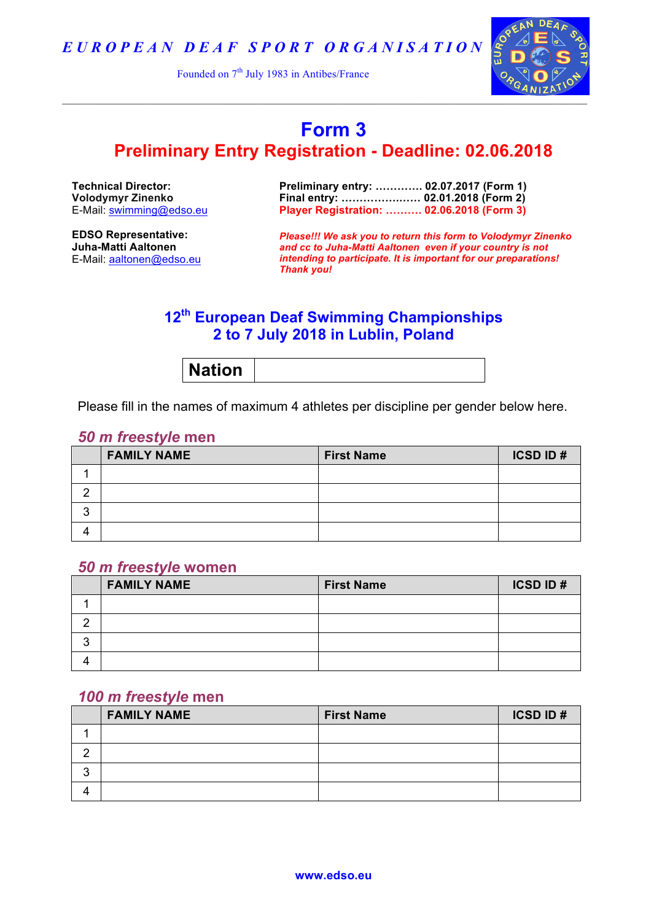*EUROPEAN DEAF SPORT ORGANISATION*

Founded on 7th July 1983 in Antibes/France

---

# Form 3

## Preliminary Entry Registration - Deadline: 02.06.2018

**Technical Director:**
**Volodymyr Zinenko**
E-Mail: swimming@edso.eu

**EDSO Representative:**
**Juha-Matti Aaltonen**
E-Mail: aaltonen@edso.eu

**Preliminary entry: …………. 02.07.2017 (Form 1)**
**Final entry: ………………… 02.01.2018 (Form 2)**
**Player Registration: ………. 02.06.2018 (Form 3)**

***Please!!! We ask you to return this form to Volodymyr Zinenko and cc to Juha-Matti Aaltonen even if your country is not intending to participate. It is important for our preparations! Thank you!***

## 12th European Deaf Swimming Championships
## 2 to 7 July 2018 in Lublin, Poland

| **Nation** | |
|---|---|

Please fill in the names of maximum 4 athletes per discipline per gender below here.

### *50 m freestyle* men

| | FAMILY NAME | First Name | ICSD ID # |
|---|---|---|---|
| 1 | | | |
| 2 | | | |
| 3 | | | |
| 4 | | | |

### *50 m freestyle* women

| | FAMILY NAME | First Name | ICSD ID # |
|---|---|---|---|
| 1 | | | |
| 2 | | | |
| 3 | | | |
| 4 | | | |

### *100 m freestyle* men

| | FAMILY NAME | First Name | ICSD ID # |
|---|---|---|---|
| 1 | | | |
| 2 | | | |
| 3 | | | |
| 4 | | | |

www.edso.eu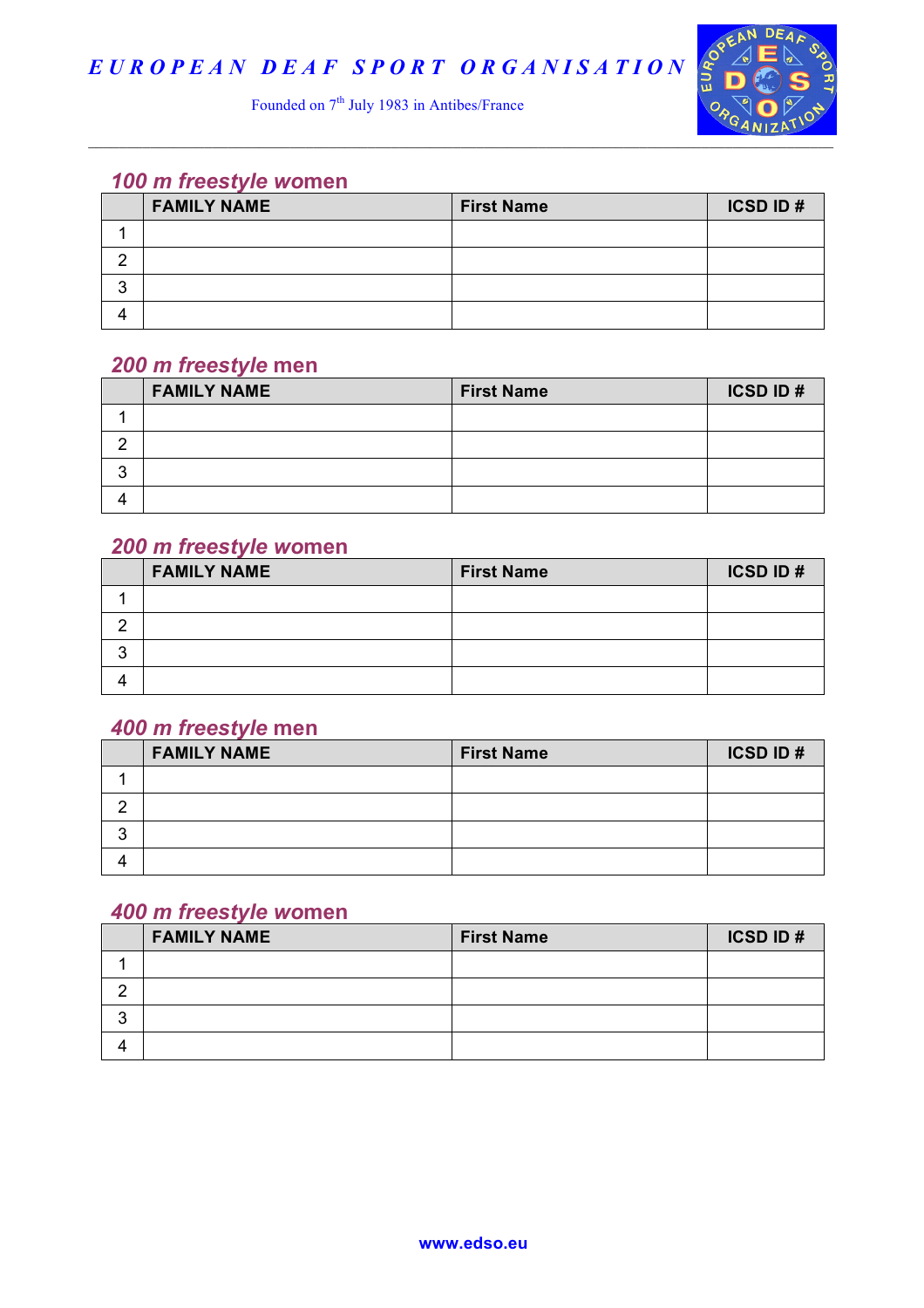## 100 m freestyle women

| | FAMILY NAME | First Name | ICSD ID # |
|---|---|---|---|
| 1 | | | |
| 2 | | | |
| 3 | | | |
| 4 | | | |

## 200 m freestyle men

| | FAMILY NAME | First Name | ICSD ID # |
|---|---|---|---|
| 1 | | | |
| 2 | | | |
| 3 | | | |
| 4 | | | |

## 200 m freestyle women

| | FAMILY NAME | First Name | ICSD ID # |
|---|---|---|---|
| 1 | | | |
| 2 | | | |
| 3 | | | |
| 4 | | | |

## 400 m freestyle men

| | FAMILY NAME | First Name | ICSD ID # |
|---|---|---|---|
| 1 | | | |
| 2 | | | |
| 3 | | | |
| 4 | | | |

## 400 m freestyle women

| | FAMILY NAME | First Name | ICSD ID # |
|---|---|---|---|
| 1 | | | |
| 2 | | | |
| 3 | | | |
| 4 | | | |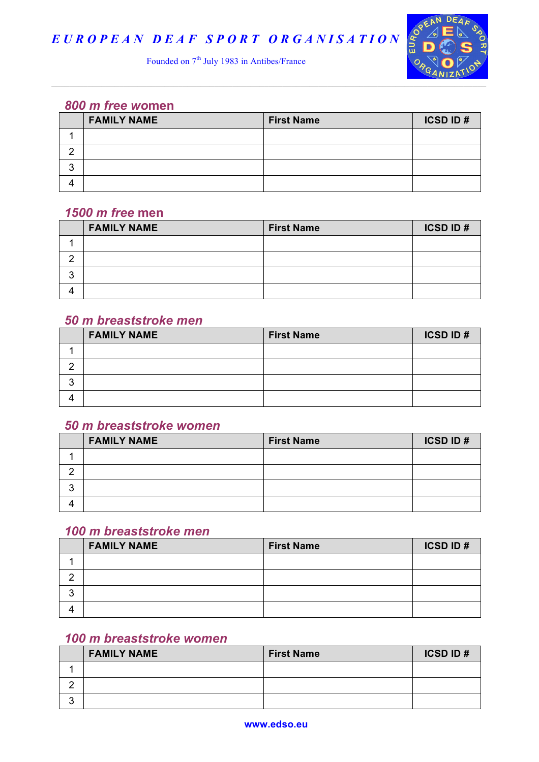## 800 m free women

| | FAMILY NAME | First Name | ICSD ID # |
|---|---|---|---|
| 1 | | | |
| 2 | | | |
| 3 | | | |
| 4 | | | |

## 1500 m free men

| | FAMILY NAME | First Name | ICSD ID # |
|---|---|---|---|
| 1 | | | |
| 2 | | | |
| 3 | | | |
| 4 | | | |

## 50 m breaststroke men

| | FAMILY NAME | First Name | ICSD ID # |
|---|---|---|---|
| 1 | | | |
| 2 | | | |
| 3 | | | |
| 4 | | | |

## 50 m breaststroke women

| | FAMILY NAME | First Name | ICSD ID # |
|---|---|---|---|
| 1 | | | |
| 2 | | | |
| 3 | | | |
| 4 | | | |

## 100 m breaststroke men

| | FAMILY NAME | First Name | ICSD ID # |
|---|---|---|---|
| 1 | | | |
| 2 | | | |
| 3 | | | |
| 4 | | | |

## 100 m breaststroke women

| | FAMILY NAME | First Name | ICSD ID # |
|---|---|---|---|
| 1 | | | |
| 2 | | | |
| 3 | | | |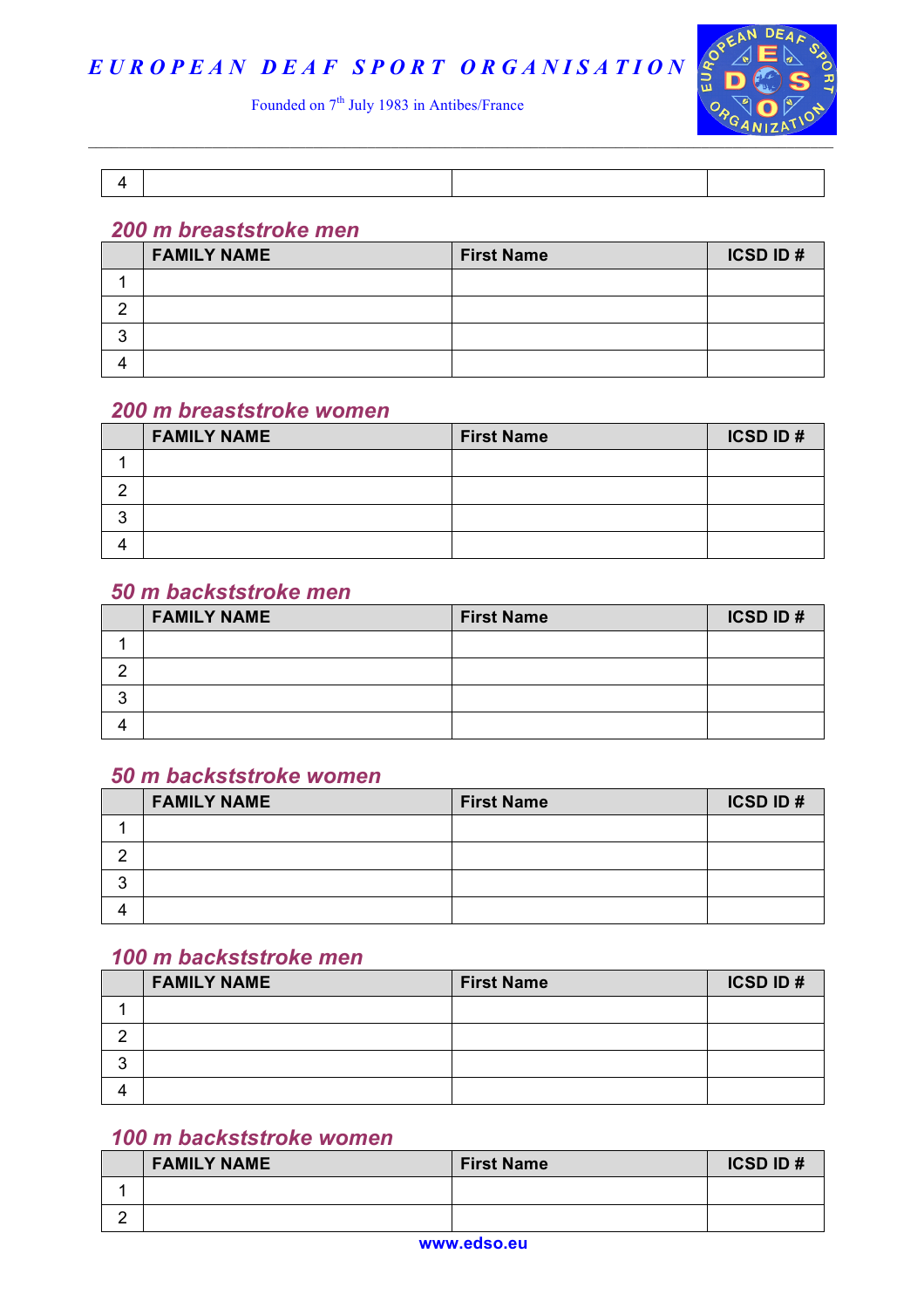| 4 | | | |
|---|---|---|---|

## 200 m breaststroke men

| | FAMILY NAME | First Name | ICSD ID # |
|---|---|---|---|
| 1 | | | |
| 2 | | | |
| 3 | | | |
| 4 | | | |

## 200 m breaststroke women

| | FAMILY NAME | First Name | ICSD ID # |
|---|---|---|---|
| 1 | | | |
| 2 | | | |
| 3 | | | |
| 4 | | | |

## 50 m backststroke men

| | FAMILY NAME | First Name | ICSD ID # |
|---|---|---|---|
| 1 | | | |
| 2 | | | |
| 3 | | | |
| 4 | | | |

## 50 m backststroke women

| | FAMILY NAME | First Name | ICSD ID # |
|---|---|---|---|
| 1 | | | |
| 2 | | | |
| 3 | | | |
| 4 | | | |

## 100 m backststroke men

| | FAMILY NAME | First Name | ICSD ID # |
|---|---|---|---|
| 1 | | | |
| 2 | | | |
| 3 | | | |
| 4 | | | |

## 100 m backststroke women

| | FAMILY NAME | First Name | ICSD ID # |
|---|---|---|---|
| 1 | | | |
| 2 | | | |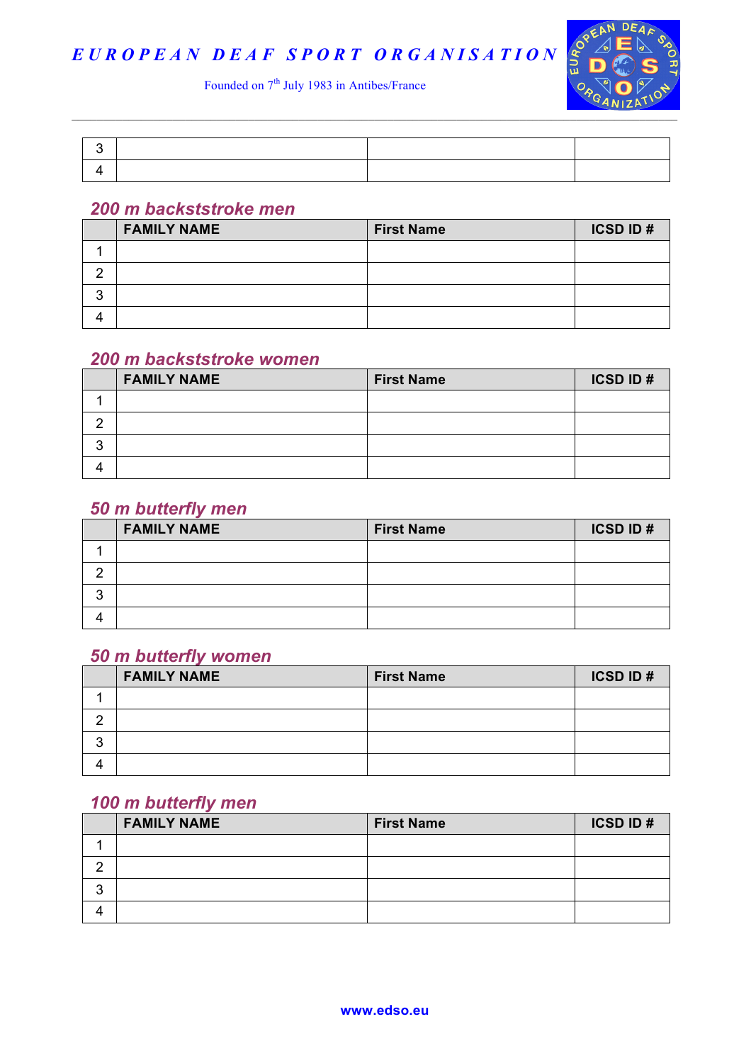| | | | |
|---|---|---|---|
| 3 | | | |
| 4 | | | |

### 200 m backststroke men

| | FAMILY NAME | First Name | ICSD ID # |
|---|---|---|---|
| 1 | | | |
| 2 | | | |
| 3 | | | |
| 4 | | | |

### 200 m backststroke women

| | FAMILY NAME | First Name | ICSD ID # |
|---|---|---|---|
| 1 | | | |
| 2 | | | |
| 3 | | | |
| 4 | | | |

### 50 m butterfly men

| | FAMILY NAME | First Name | ICSD ID # |
|---|---|---|---|
| 1 | | | |
| 2 | | | |
| 3 | | | |
| 4 | | | |

### 50 m butterfly women

| | FAMILY NAME | First Name | ICSD ID # |
|---|---|---|---|
| 1 | | | |
| 2 | | | |
| 3 | | | |
| 4 | | | |

### 100 m butterfly men

| | FAMILY NAME | First Name | ICSD ID # |
|---|---|---|---|
| 1 | | | |
| 2 | | | |
| 3 | | | |
| 4 | | | |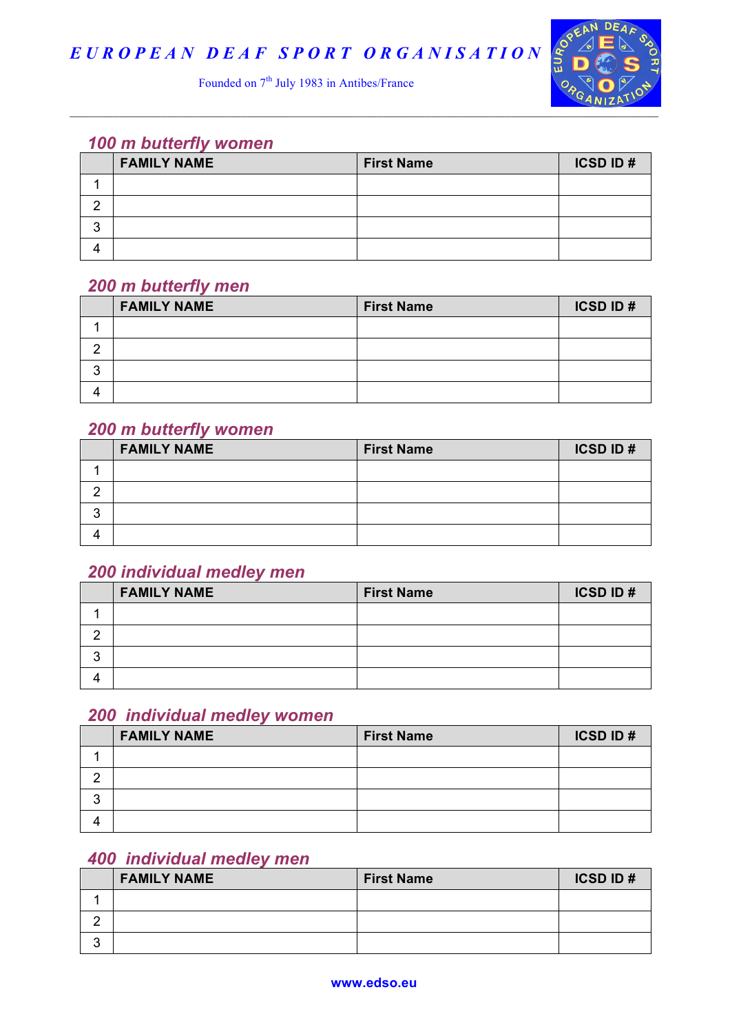## 100 m butterfly women

| | FAMILY NAME | First Name | ICSD ID # |
|---|---|---|---|
| 1 | | | |
| 2 | | | |
| 3 | | | |
| 4 | | | |

## 200 m butterfly men

| | FAMILY NAME | First Name | ICSD ID # |
|---|---|---|---|
| 1 | | | |
| 2 | | | |
| 3 | | | |
| 4 | | | |

## 200 m butterfly women

| | FAMILY NAME | First Name | ICSD ID # |
|---|---|---|---|
| 1 | | | |
| 2 | | | |
| 3 | | | |
| 4 | | | |

## 200 individual medley men

| | FAMILY NAME | First Name | ICSD ID # |
|---|---|---|---|
| 1 | | | |
| 2 | | | |
| 3 | | | |
| 4 | | | |

## 200 individual medley women

| | FAMILY NAME | First Name | ICSD ID # |
|---|---|---|---|
| 1 | | | |
| 2 | | | |
| 3 | | | |
| 4 | | | |

## 400 individual medley men

| | FAMILY NAME | First Name | ICSD ID # |
|---|---|---|---|
| 1 | | | |
| 2 | | | |
| 3 | | | |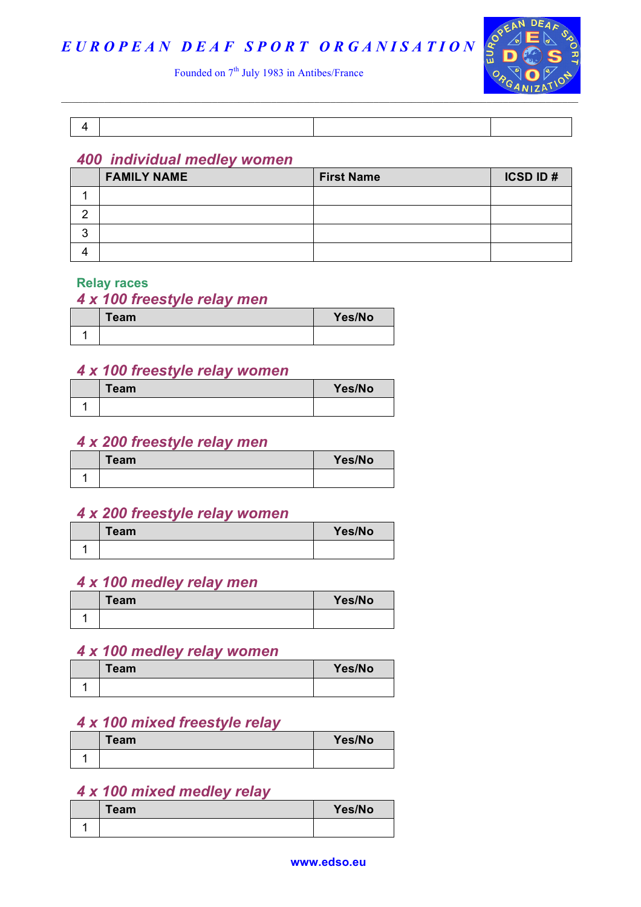| 4 | | | |
|---|---|---|---|

### 400 individual medley women

| | FAMILY NAME | First Name | ICSD ID # |
|---|---|---|---|
| 1 | | | |
| 2 | | | |
| 3 | | | |
| 4 | | | |

## Relay races

### 4 x 100 freestyle relay men

| | Team | Yes/No |
|---|---|---|
| 1 | | |

### 4 x 100 freestyle relay women

| | Team | Yes/No |
|---|---|---|
| 1 | | |

### 4 x 200 freestyle relay men

| | Team | Yes/No |
|---|---|---|
| 1 | | |

### 4 x 200 freestyle relay women

| | Team | Yes/No |
|---|---|---|
| 1 | | |

### 4 x 100 medley relay men

| | Team | Yes/No |
|---|---|---|
| 1 | | |

### 4 x 100 medley relay women

| | Team | Yes/No |
|---|---|---|
| 1 | | |

### 4 x 100 mixed freestyle relay

| | Team | Yes/No |
|---|---|---|
| 1 | | |

### 4 x 100 mixed medley relay

| | Team | Yes/No |
|---|---|---|
| 1 | | |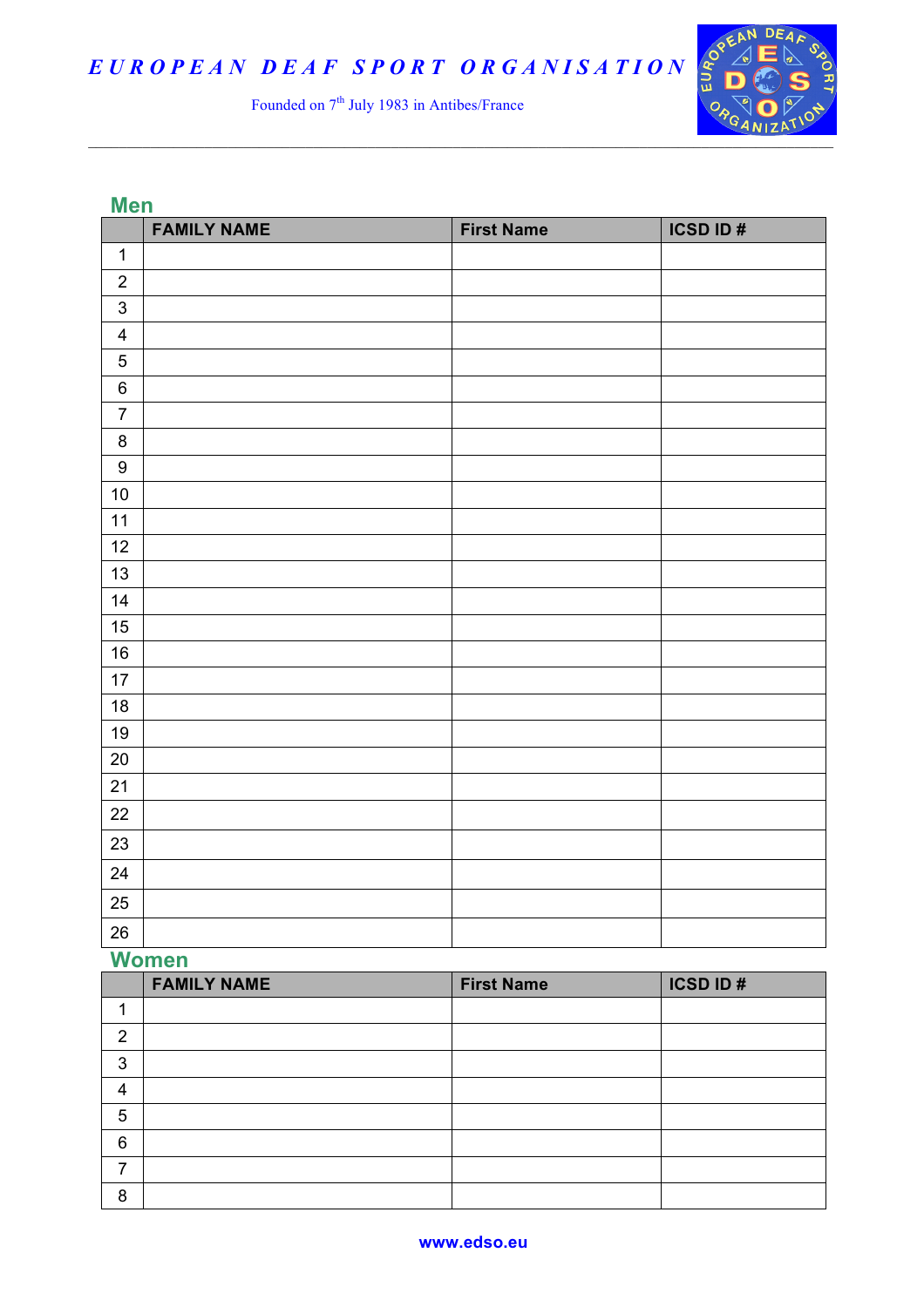EUROPEAN DEAF SPORT ORGANISATION

Founded on 7th July 1983 in Antibes/France

## Men

| | FAMILY NAME | First Name | ICSD ID # |
|---|---|---|---|
| 1 | | | |
| 2 | | | |
| 3 | | | |
| 4 | | | |
| 5 | | | |
| 6 | | | |
| 7 | | | |
| 8 | | | |
| 9 | | | |
| 10 | | | |
| 11 | | | |
| 12 | | | |
| 13 | | | |
| 14 | | | |
| 15 | | | |
| 16 | | | |
| 17 | | | |
| 18 | | | |
| 19 | | | |
| 20 | | | |
| 21 | | | |
| 22 | | | |
| 23 | | | |
| 24 | | | |
| 25 | | | |
| 26 | | | |

## Women

| | FAMILY NAME | First Name | ICSD ID # |
|---|---|---|---|
| 1 | | | |
| 2 | | | |
| 3 | | | |
| 4 | | | |
| 5 | | | |
| 6 | | | |
| 7 | | | |
| 8 | | | |

www.edso.eu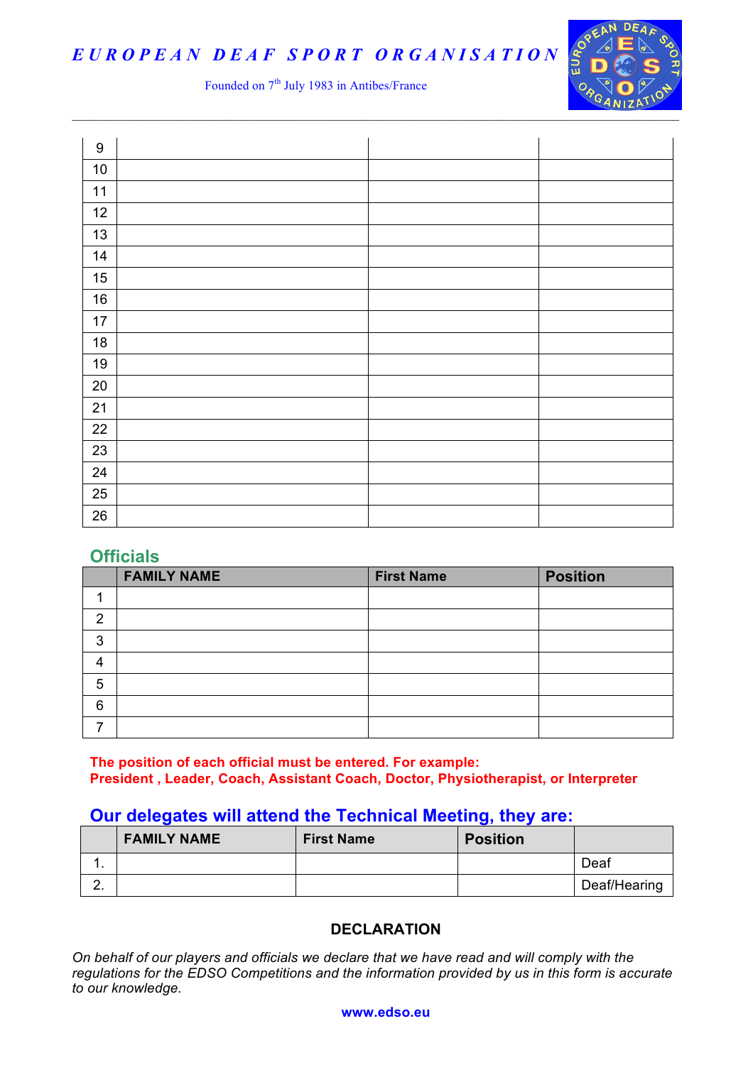| | | | |
|---|---|---|---|
| 9 | | | |
| 10 | | | |
| 11 | | | |
| 12 | | | |
| 13 | | | |
| 14 | | | |
| 15 | | | |
| 16 | | | |
| 17 | | | |
| 18 | | | |
| 19 | | | |
| 20 | | | |
| 21 | | | |
| 22 | | | |
| 23 | | | |
| 24 | | | |
| 25 | | | |
| 26 | | | |

## Officials

| | FAMILY NAME | First Name | Position |
|---|---|---|---|
| 1 | | | |
| 2 | | | |
| 3 | | | |
| 4 | | | |
| 5 | | | |
| 6 | | | |
| 7 | | | |

**The position of each official must be entered. For example:**
**President , Leader, Coach, Assistant Coach, Doctor, Physiotherapist, or Interpreter**

## Our delegates will attend the Technical Meeting, they are:

| | FAMILY NAME | First Name | Position | |
|---|---|---|---|---|
| 1. | | | | Deaf |
| 2. | | | | Deaf/Hearing |

### DECLARATION

*On behalf of our players and officials we declare that we have read and will comply with the regulations for the EDSO Competitions and the information provided by us in this form is accurate to our knowledge.*

**www.edso.eu**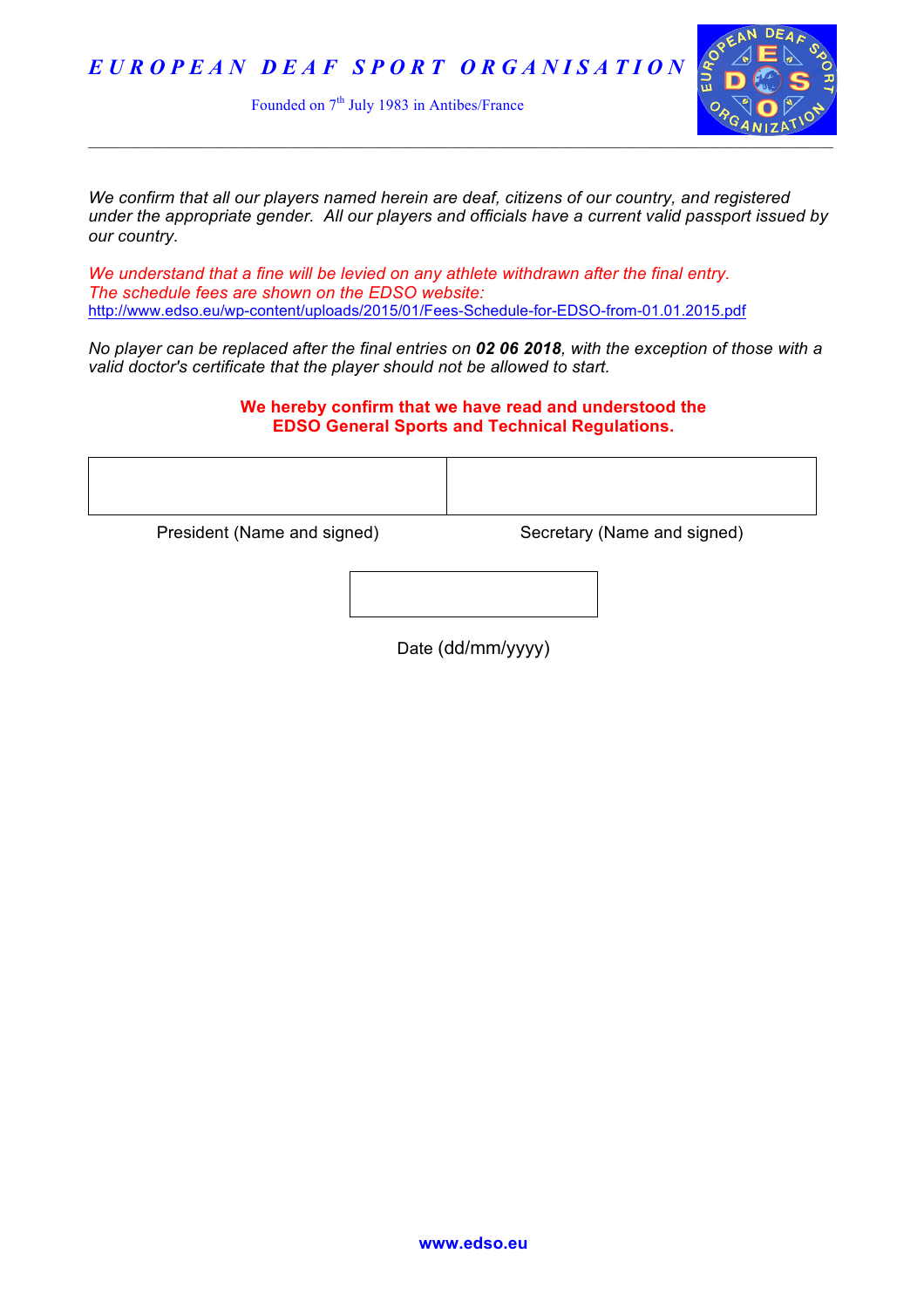*EUROPEAN DEAF SPORT ORGANISATION*

Founded on 7th July 1983 in Antibes/France

*We confirm that all our players named herein are deaf, citizens of our country, and registered under the appropriate gender. All our players and officials have a current valid passport issued by our country.*

*We understand that a fine will be levied on any athlete withdrawn after the final entry.*
*The schedule fees are shown on the EDSO website:*
http://www.edso.eu/wp-content/uploads/2015/01/Fees-Schedule-for-EDSO-from-01.01.2015.pdf

*No player can be replaced after the final entries on* ***02 06 2018****, with the exception of those with a valid doctor's certificate that the player should not be allowed to start.*

**We hereby confirm that we have read and understood the EDSO General Sports and Technical Regulations.**

| | |
|---|---|
| | |
| President (Name and signed) | Secretary (Name and signed) |

| |
|---|
| |
| Date (dd/mm/yyyy) |

**www.edso.eu**